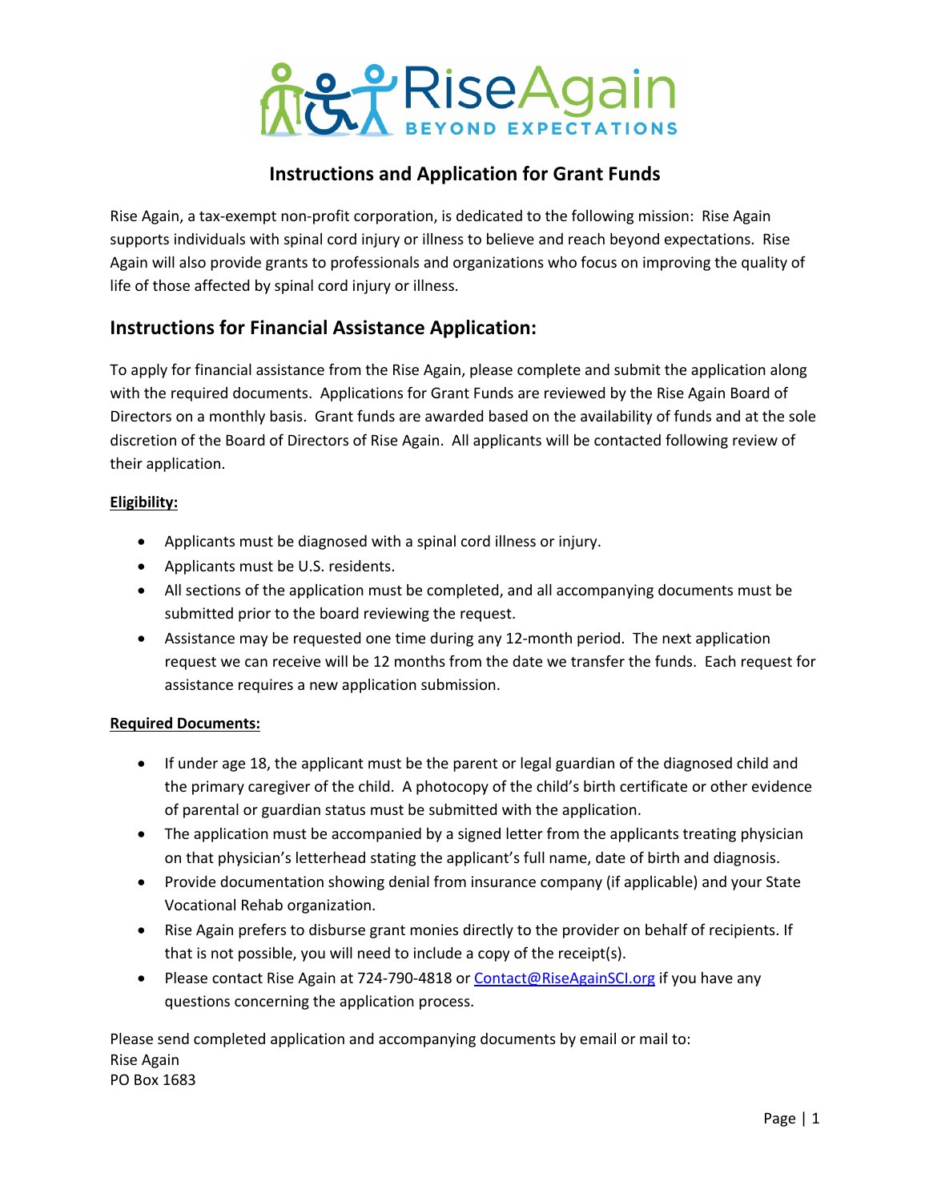RiseAgain
BEYOND EXPECTATIONS

# Instructions and Application for Grant Funds

Rise Again, a tax-exempt non-profit corporation, is dedicated to the following mission: Rise Again supports individuals with spinal cord injury or illness to believe and reach beyond expectations. Rise Again will also provide grants to professionals and organizations who focus on improving the quality of life of those affected by spinal cord injury or illness.

## Instructions for Financial Assistance Application:

To apply for financial assistance from the Rise Again, please complete and submit the application along with the required documents. Applications for Grant Funds are reviewed by the Rise Again Board of Directors on a monthly basis. Grant funds are awarded based on the availability of funds and at the sole discretion of the Board of Directors of Rise Again. All applicants will be contacted following review of their application.

**Eligibility:**

- Applicants must be diagnosed with a spinal cord illness or injury.
- Applicants must be U.S. residents.
- All sections of the application must be completed, and all accompanying documents must be submitted prior to the board reviewing the request.
- Assistance may be requested one time during any 12-month period. The next application request we can receive will be 12 months from the date we transfer the funds. Each request for assistance requires a new application submission.

**Required Documents:**

- If under age 18, the applicant must be the parent or legal guardian of the diagnosed child and the primary caregiver of the child. A photocopy of the child's birth certificate or other evidence of parental or guardian status must be submitted with the application.
- The application must be accompanied by a signed letter from the applicants treating physician on that physician's letterhead stating the applicant's full name, date of birth and diagnosis.
- Provide documentation showing denial from insurance company (if applicable) and your State Vocational Rehab organization.
- Rise Again prefers to disburse grant monies directly to the provider on behalf of recipients. If that is not possible, you will need to include a copy of the receipt(s).
- Please contact Rise Again at 724-790-4818 or Contact@RiseAgainSCI.org if you have any questions concerning the application process.

Please send completed application and accompanying documents by email or mail to:
Rise Again
PO Box 1683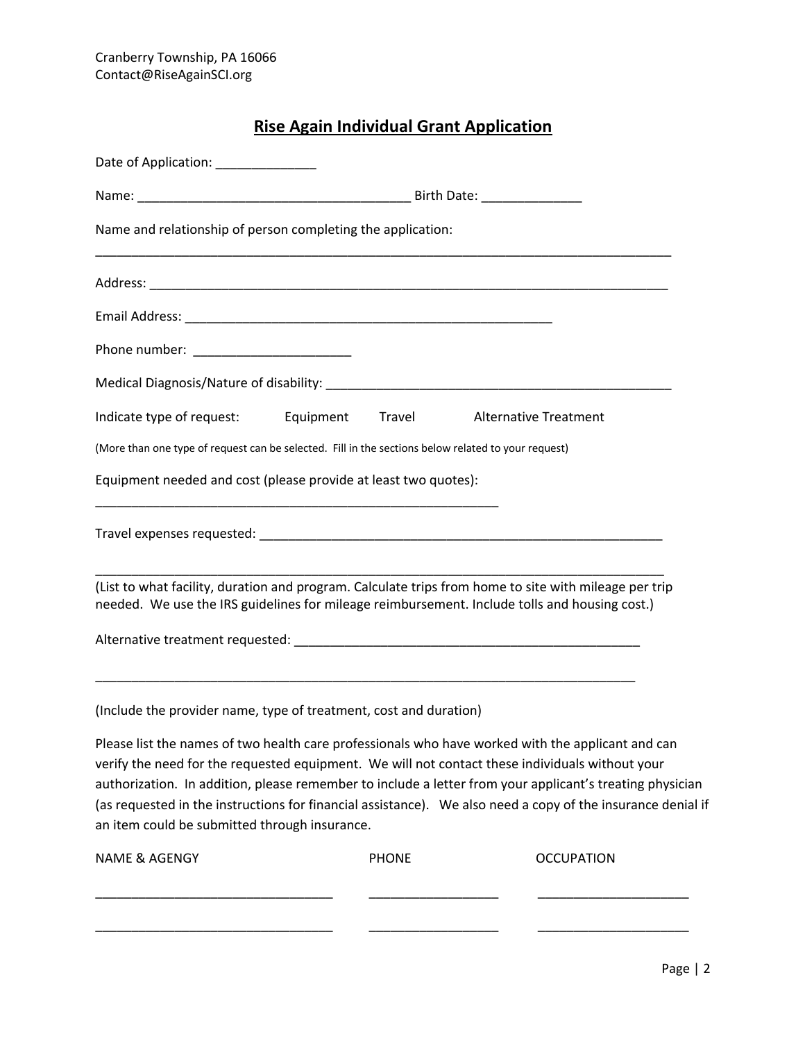Cranberry Township, PA 16066
Contact@RiseAgainSCI.org

## Rise Again Individual Grant Application

Date of Application: ______________

Name: ______________________________________ Birth Date: ______________

Name and relationship of person completing the application:

________________________________________________________________________________

Address: ___________________________________________________________________________

Email Address: ___________________________________________________

Phone number: ______________________

Medical Diagnosis/Nature of disability: ________________________________________________

Indicate type of request: Equipment Travel Alternative Treatment

(More than one type of request can be selected. Fill in the sections below related to your request)

Equipment needed and cost (please provide at least two quotes):

________________________________________________________

Travel expenses requested: _______________________________________________________

________________________________________________________________________________

(List to what facility, duration and program. Calculate trips from home to site with mileage per trip needed. We use the IRS guidelines for mileage reimbursement. Include tolls and housing cost.)

Alternative treatment requested: ________________________________________________

___________________________________________________________________________

(Include the provider name, type of treatment, cost and duration)

Please list the names of two health care professionals who have worked with the applicant and can verify the need for the requested equipment. We will not contact these individuals without your authorization. In addition, please remember to include a letter from your applicant's treating physician (as requested in the instructions for financial assistance). We also need a copy of the insurance denial if an item could be submitted through insurance.

| NAME & AGENGY | PHONE | OCCUPATION |
| --- | --- | --- |
| _________________________________ | __________________ | _____________________ |
| _________________________________ | __________________ | _____________________ |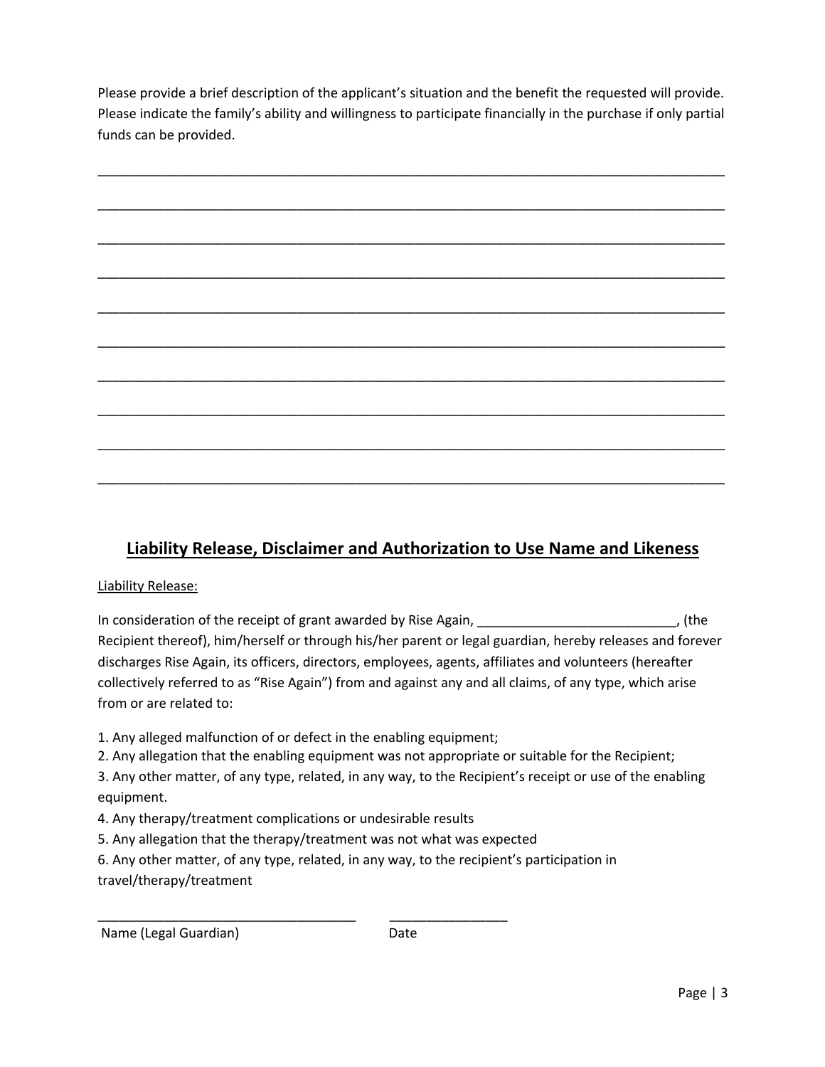Please provide a brief description of the applicant's situation and the benefit the requested will provide. Please indicate the family's ability and willingness to participate financially in the purchase if only partial funds can be provided.

_____________________________________________________________________________________

_____________________________________________________________________________________

_____________________________________________________________________________________

_____________________________________________________________________________________

_____________________________________________________________________________________

_____________________________________________________________________________________

_____________________________________________________________________________________

_____________________________________________________________________________________

_____________________________________________________________________________________

_____________________________________________________________________________________

## Liability Release, Disclaimer and Authorization to Use Name and Likeness

Liability Release:

In consideration of the receipt of grant awarded by Rise Again, ___________________________, (the Recipient thereof), him/herself or through his/her parent or legal guardian, hereby releases and forever discharges Rise Again, its officers, directors, employees, agents, affiliates and volunteers (hereafter collectively referred to as "Rise Again") from and against any and all claims, of any type, which arise from or are related to:

1. Any alleged malfunction of or defect in the enabling equipment;
2. Any allegation that the enabling equipment was not appropriate or suitable for the Recipient;
3. Any other matter, of any type, related, in any way, to the Recipient's receipt or use of the enabling equipment.
4. Any therapy/treatment complications or undesirable results
5. Any allegation that the therapy/treatment was not what was expected
6. Any other matter, of any type, related, in any way, to the recipient's participation in travel/therapy/treatment

___________________________________ ________________

Name (Legal Guardian) Date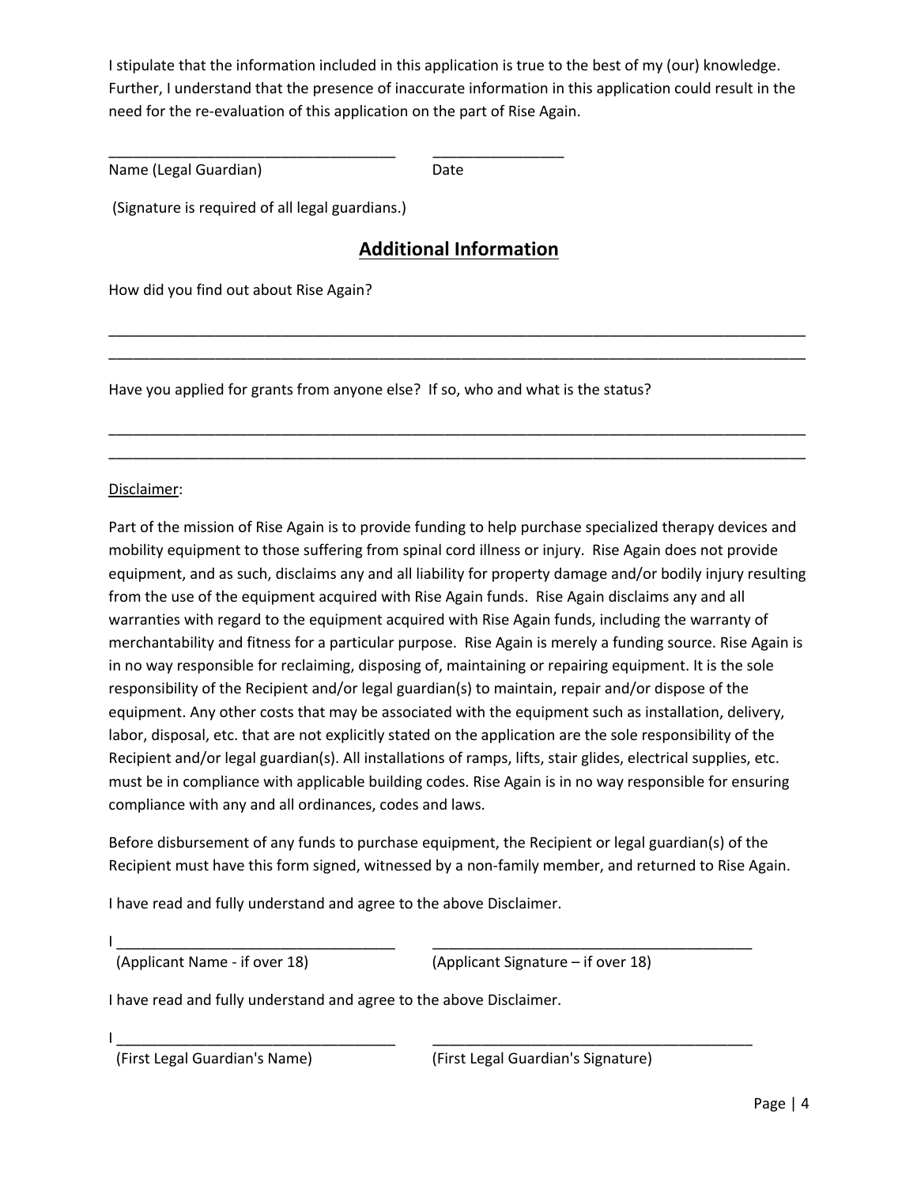I stipulate that the information included in this application is true to the best of my (our) knowledge. Further, I understand that the presence of inaccurate information in this application could result in the need for the re-evaluation of this application on the part of Rise Again.

___________________________________ ________________

Name (Legal Guardian) Date

(Signature is required of all legal guardians.)

## Additional Information

How did you find out about Rise Again?

_____________________________________________________________________________________

_____________________________________________________________________________________

Have you applied for grants from anyone else? If so, who and what is the status?

_____________________________________________________________________________________

_____________________________________________________________________________________

Disclaimer:

Part of the mission of Rise Again is to provide funding to help purchase specialized therapy devices and mobility equipment to those suffering from spinal cord illness or injury. Rise Again does not provide equipment, and as such, disclaims any and all liability for property damage and/or bodily injury resulting from the use of the equipment acquired with Rise Again funds. Rise Again disclaims any and all warranties with regard to the equipment acquired with Rise Again funds, including the warranty of merchantability and fitness for a particular purpose. Rise Again is merely a funding source. Rise Again is in no way responsible for reclaiming, disposing of, maintaining or repairing equipment. It is the sole responsibility of the Recipient and/or legal guardian(s) to maintain, repair and/or dispose of the equipment. Any other costs that may be associated with the equipment such as installation, delivery, labor, disposal, etc. that are not explicitly stated on the application are the sole responsibility of the Recipient and/or legal guardian(s). All installations of ramps, lifts, stair glides, electrical supplies, etc. must be in compliance with applicable building codes. Rise Again is in no way responsible for ensuring compliance with any and all ordinances, codes and laws.

Before disbursement of any funds to purchase equipment, the Recipient or legal guardian(s) of the Recipient must have this form signed, witnessed by a non-family member, and returned to Rise Again.

I have read and fully understand and agree to the above Disclaimer.

I __________________________________ ________________________________________

(Applicant Name - if over 18) (Applicant Signature – if over 18)

I have read and fully understand and agree to the above Disclaimer.

I __________________________________ ________________________________________

(First Legal Guardian's Name) (First Legal Guardian's Signature)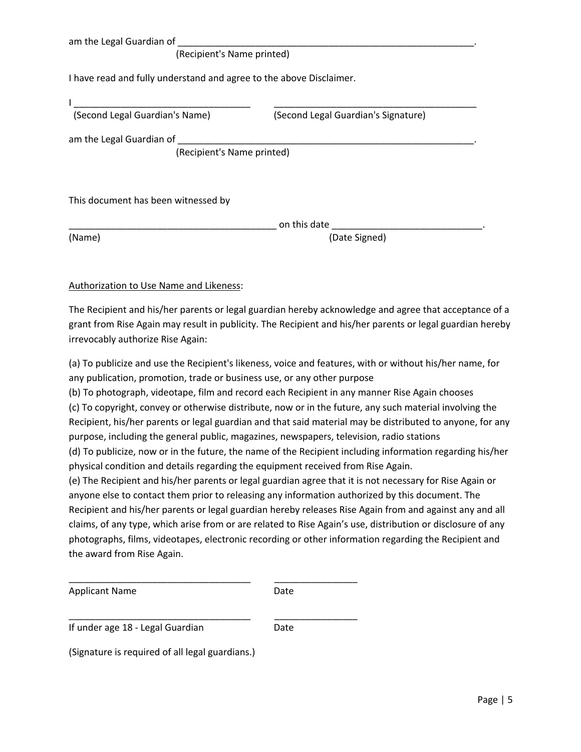am the Legal Guardian of ____________________________________________________________.
(Recipient's Name printed)

I have read and fully understand and agree to the above Disclaimer.

I ___________________________________ ________________________________________
(Second Legal Guardian's Name) (Second Legal Guardian's Signature)

am the Legal Guardian of ____________________________________________________________.
(Recipient's Name printed)

This document has been witnessed by

_________________________________________ on this date _____________________________.
(Name) (Date Signed)

Authorization to Use Name and Likeness:

The Recipient and his/her parents or legal guardian hereby acknowledge and agree that acceptance of a grant from Rise Again may result in publicity. The Recipient and his/her parents or legal guardian hereby irrevocably authorize Rise Again:

(a) To publicize and use the Recipient's likeness, voice and features, with or without his/her name, for any publication, promotion, trade or business use, or any other purpose
(b) To photograph, videotape, film and record each Recipient in any manner Rise Again chooses
(c) To copyright, convey or otherwise distribute, now or in the future, any such material involving the Recipient, his/her parents or legal guardian and that said material may be distributed to anyone, for any purpose, including the general public, magazines, newspapers, television, radio stations
(d) To publicize, now or in the future, the name of the Recipient including information regarding his/her physical condition and details regarding the equipment received from Rise Again.
(e) The Recipient and his/her parents or legal guardian agree that it is not necessary for Rise Again or anyone else to contact them prior to releasing any information authorized by this document. The Recipient and his/her parents or legal guardian hereby releases Rise Again from and against any and all claims, of any type, which arise from or are related to Rise Again's use, distribution or disclosure of any photographs, films, videotapes, electronic recording or other information regarding the Recipient and the award from Rise Again.

___________________________________ ________________
Applicant Name Date

___________________________________ ________________
If under age 18 - Legal Guardian Date

(Signature is required of all legal guardians.)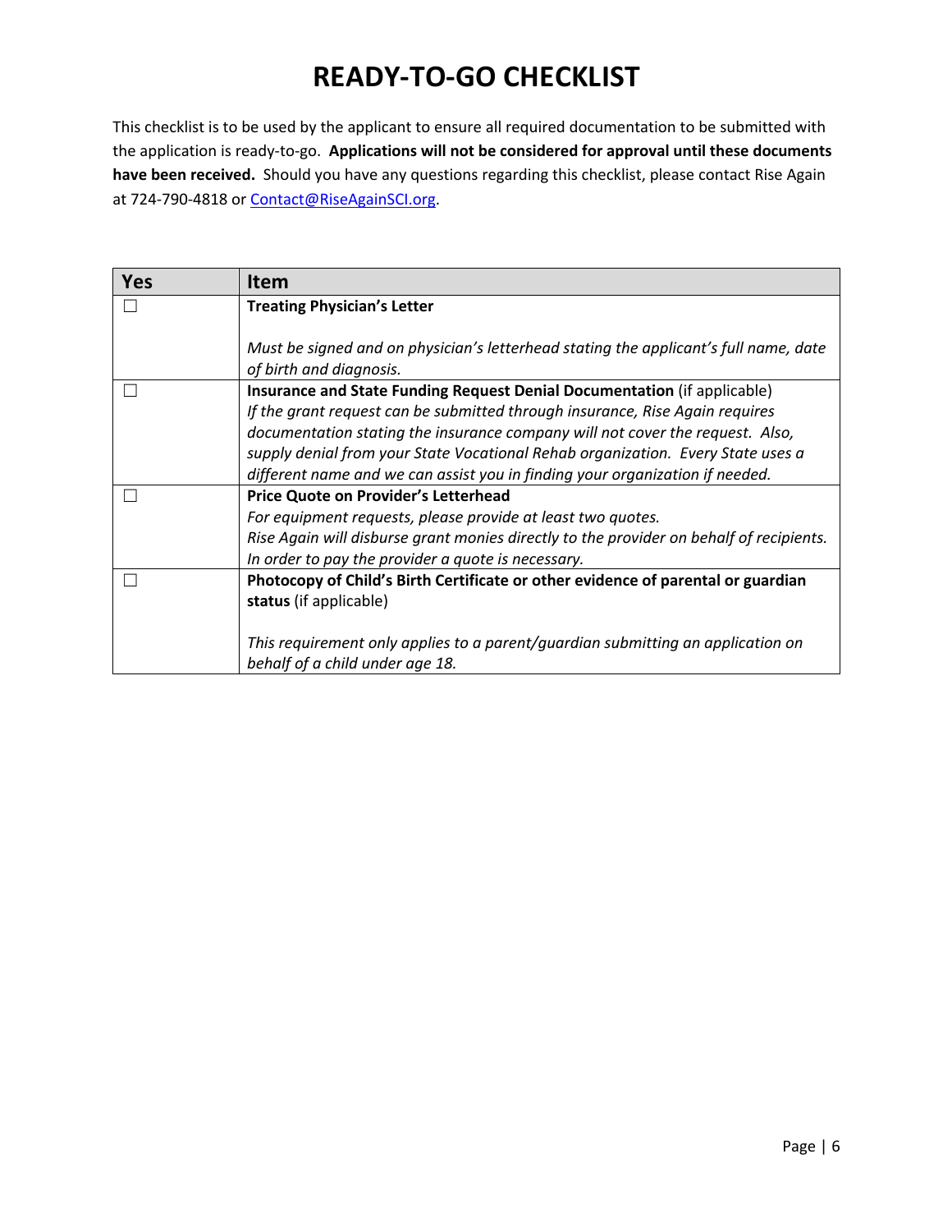# READY-TO-GO CHECKLIST

This checklist is to be used by the applicant to ensure all required documentation to be submitted with the application is ready-to-go. **Applications will not be considered for approval until these documents have been received.** Should you have any questions regarding this checklist, please contact Rise Again at 724-790-4818 or Contact@RiseAgainSCI.org.

| Yes | Item |
|---|---|
| ☐ | **Treating Physician's Letter**<br><br>*Must be signed and on physician's letterhead stating the applicant's full name, date of birth and diagnosis.* |
| ☐ | **Insurance and State Funding Request Denial Documentation** (if applicable)<br>*If the grant request can be submitted through insurance, Rise Again requires documentation stating the insurance company will not cover the request. Also, supply denial from your State Vocational Rehab organization. Every State uses a different name and we can assist you in finding your organization if needed.* |
| ☐ | **Price Quote on Provider's Letterhead**<br>*For equipment requests, please provide at least two quotes.*<br>*Rise Again will disburse grant monies directly to the provider on behalf of recipients. In order to pay the provider a quote is necessary.* |
| ☐ | **Photocopy of Child's Birth Certificate or other evidence of parental or guardian status** (if applicable)<br><br>*This requirement only applies to a parent/guardian submitting an application on behalf of a child under age 18.* |